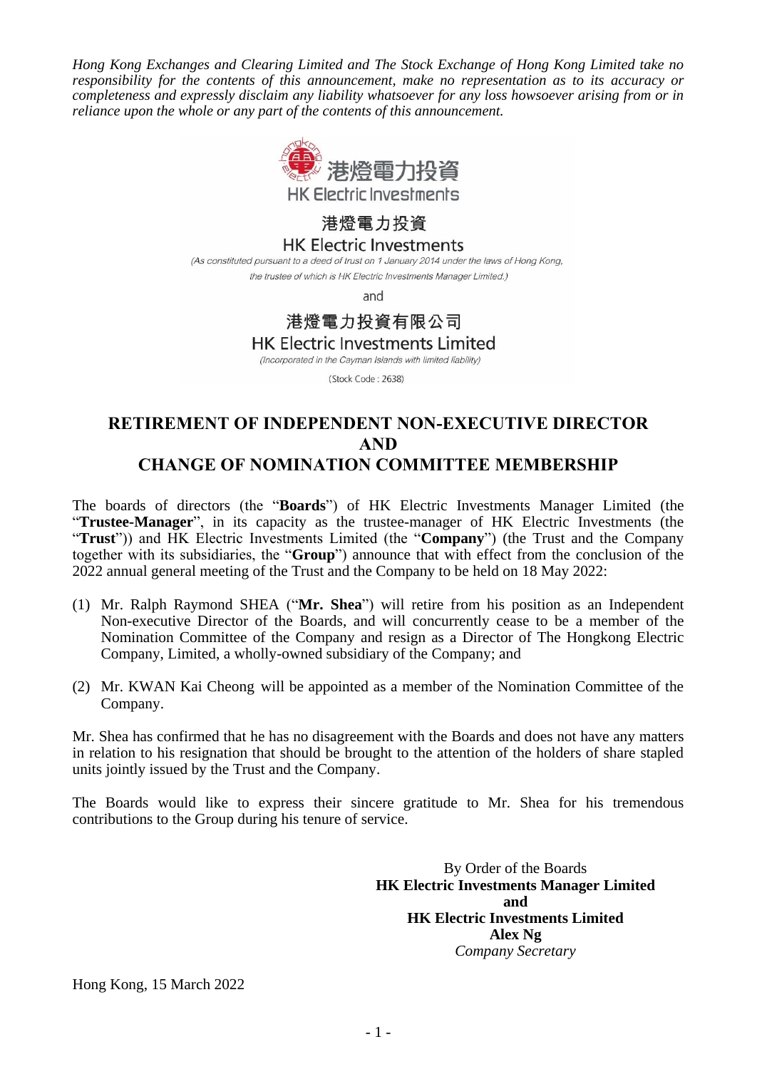*Hong Kong Exchanges and Clearing Limited and The Stock Exchange of Hong Kong Limited take no responsibility for the contents of this announcement, make no representation as to its accuracy or completeness and expressly disclaim any liability whatsoever for any loss howsoever arising from or in reliance upon the whole or any part of the contents of this announcement.*

港燈電力投資
HK Electric Investments

港燈電力投資
HK Electric Investments

*(As constituted pursuant to a deed of trust on 1 January 2014 under the laws of Hong Kong, the trustee of which is HK Electric Investments Manager Limited.)*

and

港燈電力投資有限公司
HK Electric Investments Limited

*(Incorporated in the Cayman Islands with limited liability)*

(Stock Code : 2638)

# RETIREMENT OF INDEPENDENT NON-EXECUTIVE DIRECTOR AND CHANGE OF NOMINATION COMMITTEE MEMBERSHIP

The boards of directors (the "**Boards**") of HK Electric Investments Manager Limited (the "**Trustee-Manager**", in its capacity as the trustee-manager of HK Electric Investments (the "**Trust**")) and HK Electric Investments Limited (the "**Company**") (the Trust and the Company together with its subsidiaries, the "**Group**") announce that with effect from the conclusion of the 2022 annual general meeting of the Trust and the Company to be held on 18 May 2022:

(1) Mr. Ralph Raymond SHEA ("**Mr. Shea**") will retire from his position as an Independent Non-executive Director of the Boards, and will concurrently cease to be a member of the Nomination Committee of the Company and resign as a Director of The Hongkong Electric Company, Limited, a wholly-owned subsidiary of the Company; and

(2) Mr. KWAN Kai Cheong will be appointed as a member of the Nomination Committee of the Company.

Mr. Shea has confirmed that he has no disagreement with the Boards and does not have any matters in relation to his resignation that should be brought to the attention of the holders of share stapled units jointly issued by the Trust and the Company.

The Boards would like to express their sincere gratitude to Mr. Shea for his tremendous contributions to the Group during his tenure of service.

By Order of the Boards
**HK Electric Investments Manager Limited**
**and**
**HK Electric Investments Limited**
**Alex Ng**
*Company Secretary*

Hong Kong, 15 March 2022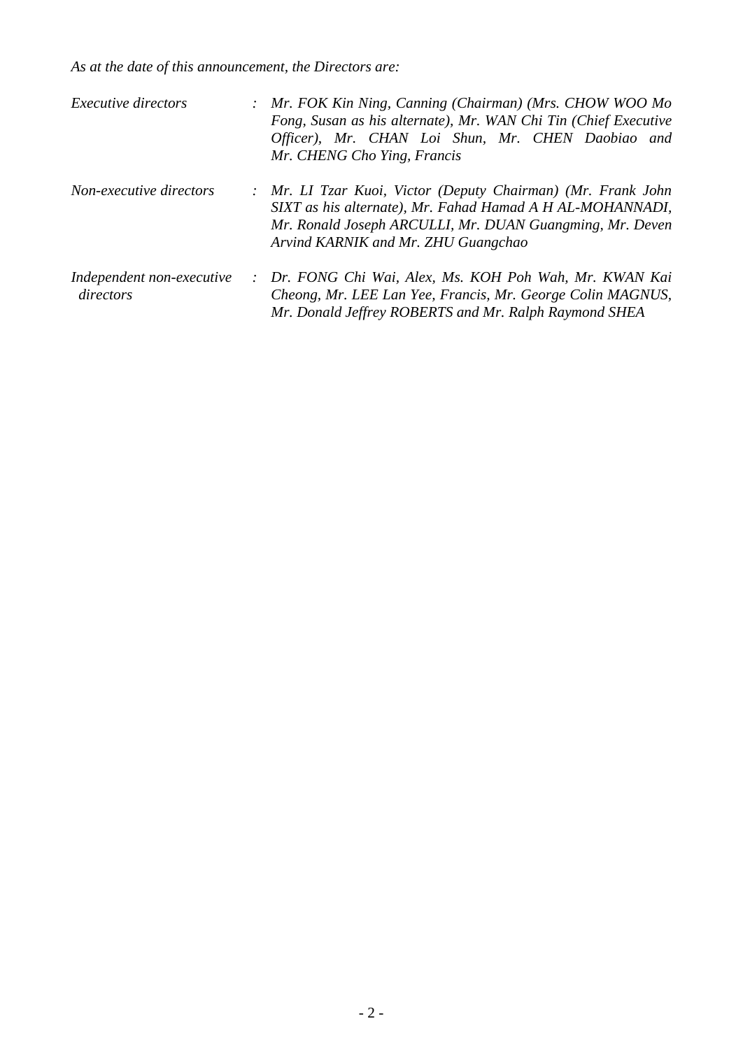*As at the date of this announcement, the Directors are:*

| | | |
|---|---|---|
| *Executive directors* | : | *Mr. FOK Kin Ning, Canning (Chairman) (Mrs. CHOW WOO Mo Fong, Susan as his alternate), Mr. WAN Chi Tin (Chief Executive Officer), Mr. CHAN Loi Shun, Mr. CHEN Daobiao and Mr. CHENG Cho Ying, Francis* |
| *Non-executive directors* | : | *Mr. LI Tzar Kuoi, Victor (Deputy Chairman) (Mr. Frank John SIXT as his alternate), Mr. Fahad Hamad A H AL-MOHANNADI, Mr. Ronald Joseph ARCULLI, Mr. DUAN Guangming, Mr. Deven Arvind KARNIK and Mr. ZHU Guangchao* |
| *Independent non-executive directors* | : | *Dr. FONG Chi Wai, Alex, Ms. KOH Poh Wah, Mr. KWAN Kai Cheong, Mr. LEE Lan Yee, Francis, Mr. George Colin MAGNUS, Mr. Donald Jeffrey ROBERTS and Mr. Ralph Raymond SHEA* |